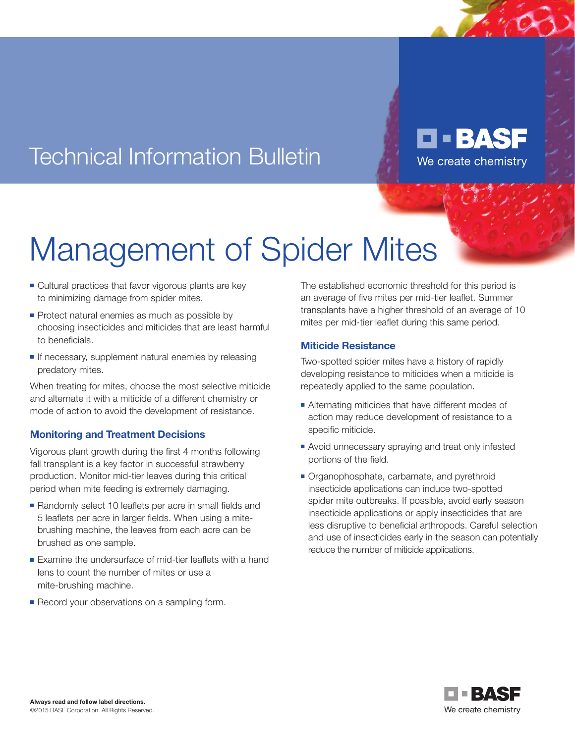Technical Information Bulletin

BASF
We create chemistry

# Management of Spider Mites

- Cultural practices that favor vigorous plants are key to minimizing damage from spider mites.
- Protect natural enemies as much as possible by choosing insecticides and miticides that are least harmful to beneficials.
- If necessary, supplement natural enemies by releasing predatory mites.

When treating for mites, choose the most selective miticide and alternate it with a miticide of a different chemistry or mode of action to avoid the development of resistance.

## Monitoring and Treatment Decisions

Vigorous plant growth during the first 4 months following fall transplant is a key factor in successful strawberry production. Monitor mid-tier leaves during this critical period when mite feeding is extremely damaging.

- Randomly select 10 leaflets per acre in small fields and 5 leaflets per acre in larger fields. When using a mite-brushing machine, the leaves from each acre can be brushed as one sample.
- Examine the undersurface of mid-tier leaflets with a hand lens to count the number of mites or use a mite-brushing machine.
- Record your observations on a sampling form.

The established economic threshold for this period is an average of five mites per mid-tier leaflet. Summer transplants have a higher threshold of an average of 10 mites per mid-tier leaflet during this same period.

## Miticide Resistance

Two-spotted spider mites have a history of rapidly developing resistance to miticides when a miticide is repeatedly applied to the same population.

- Alternating miticides that have different modes of action may reduce development of resistance to a specific miticide.
- Avoid unnecessary spraying and treat only infested portions of the field.
- Organophosphate, carbamate, and pyrethroid insecticide applications can induce two-spotted spider mite outbreaks. If possible, avoid early season insecticide applications or apply insecticides that are less disruptive to beneficial arthropods. Careful selection and use of insecticides early in the season can potentially reduce the number of miticide applications.

**Always read and follow label directions.**
©2015 BASF Corporation. All Rights Reserved.

BASF
We create chemistry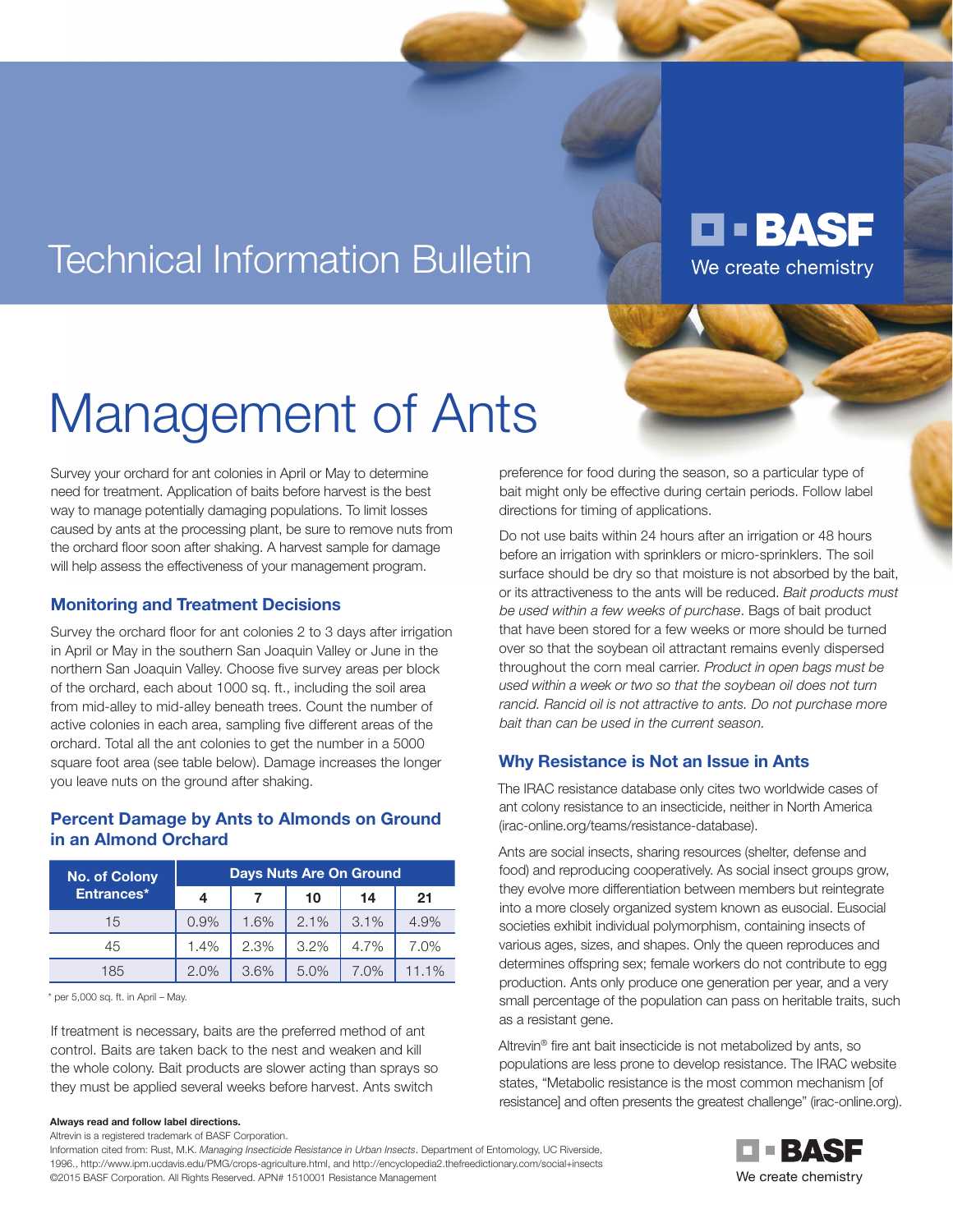Technical Information Bulletin

# Management of Ants

Survey your orchard for ant colonies in April or May to determine need for treatment. Application of baits before harvest is the best way to manage potentially damaging populations. To limit losses caused by ants at the processing plant, be sure to remove nuts from the orchard floor soon after shaking. A harvest sample for damage will help assess the effectiveness of your management program.

## Monitoring and Treatment Decisions

Survey the orchard floor for ant colonies 2 to 3 days after irrigation in April or May in the southern San Joaquin Valley or June in the northern San Joaquin Valley. Choose five survey areas per block of the orchard, each about 1000 sq. ft., including the soil area from mid-alley to mid-alley beneath trees. Count the number of active colonies in each area, sampling five different areas of the orchard. Total all the ant colonies to get the number in a 5000 square foot area (see table below). Damage increases the longer you leave nuts on the ground after shaking.

## Percent Damage by Ants to Almonds on Ground in an Almond Orchard

| No. of Colony Entrances* | Days Nuts Are On Ground | | | | |
|---|---|---|---|---|---|
| | 4 | 7 | 10 | 14 | 21 |
| 15 | 0.9% | 1.6% | 2.1% | 3.1% | 4.9% |
| 45 | 1.4% | 2.3% | 3.2% | 4.7% | 7.0% |
| 185 | 2.0% | 3.6% | 5.0% | 7.0% | 11.1% |

\* per 5,000 sq. ft. in April – May.

If treatment is necessary, baits are the preferred method of ant control. Baits are taken back to the nest and weaken and kill the whole colony. Bait products are slower acting than sprays so they must be applied several weeks before harvest. Ants switch preference for food during the season, so a particular type of bait might only be effective during certain periods. Follow label directions for timing of applications.

Do not use baits within 24 hours after an irrigation or 48 hours before an irrigation with sprinklers or micro-sprinklers. The soil surface should be dry so that moisture is not absorbed by the bait, or its attractiveness to the ants will be reduced. *Bait products must be used within a few weeks of purchase*. Bags of bait product that have been stored for a few weeks or more should be turned over so that the soybean oil attractant remains evenly dispersed throughout the corn meal carrier. *Product in open bags must be used within a week or two so that the soybean oil does not turn rancid. Rancid oil is not attractive to ants. Do not purchase more bait than can be used in the current season.*

## Why Resistance is Not an Issue in Ants

The IRAC resistance database only cites two worldwide cases of ant colony resistance to an insecticide, neither in North America (irac-online.org/teams/resistance-database).

Ants are social insects, sharing resources (shelter, defense and food) and reproducing cooperatively. As social insect groups grow, they evolve more differentiation between members but reintegrate into a more closely organized system known as eusocial. Eusocial societies exhibit individual polymorphism, containing insects of various ages, sizes, and shapes. Only the queen reproduces and determines offspring sex; female workers do not contribute to egg production. Ants only produce one generation per year, and a very small percentage of the population can pass on heritable traits, such as a resistant gene.

Altrevin® fire ant bait insecticide is not metabolized by ants, so populations are less prone to develop resistance. The IRAC website states, "Metabolic resistance is the most common mechanism [of resistance] and often presents the greatest challenge" (irac-online.org).

**Always read and follow label directions.**

Altrevin is a registered trademark of BASF Corporation.

Information cited from: Rust, M.K. *Managing Insecticide Resistance in Urban Insects*. Department of Entomology, UC Riverside, 1996., http://www.ipm.ucdavis.edu/PMG/crops-agriculture.html, and http://encyclopedia2.thefreedictionary.com/social+insects

©2015 BASF Corporation. All Rights Reserved. APN# 1510001 Resistance Management